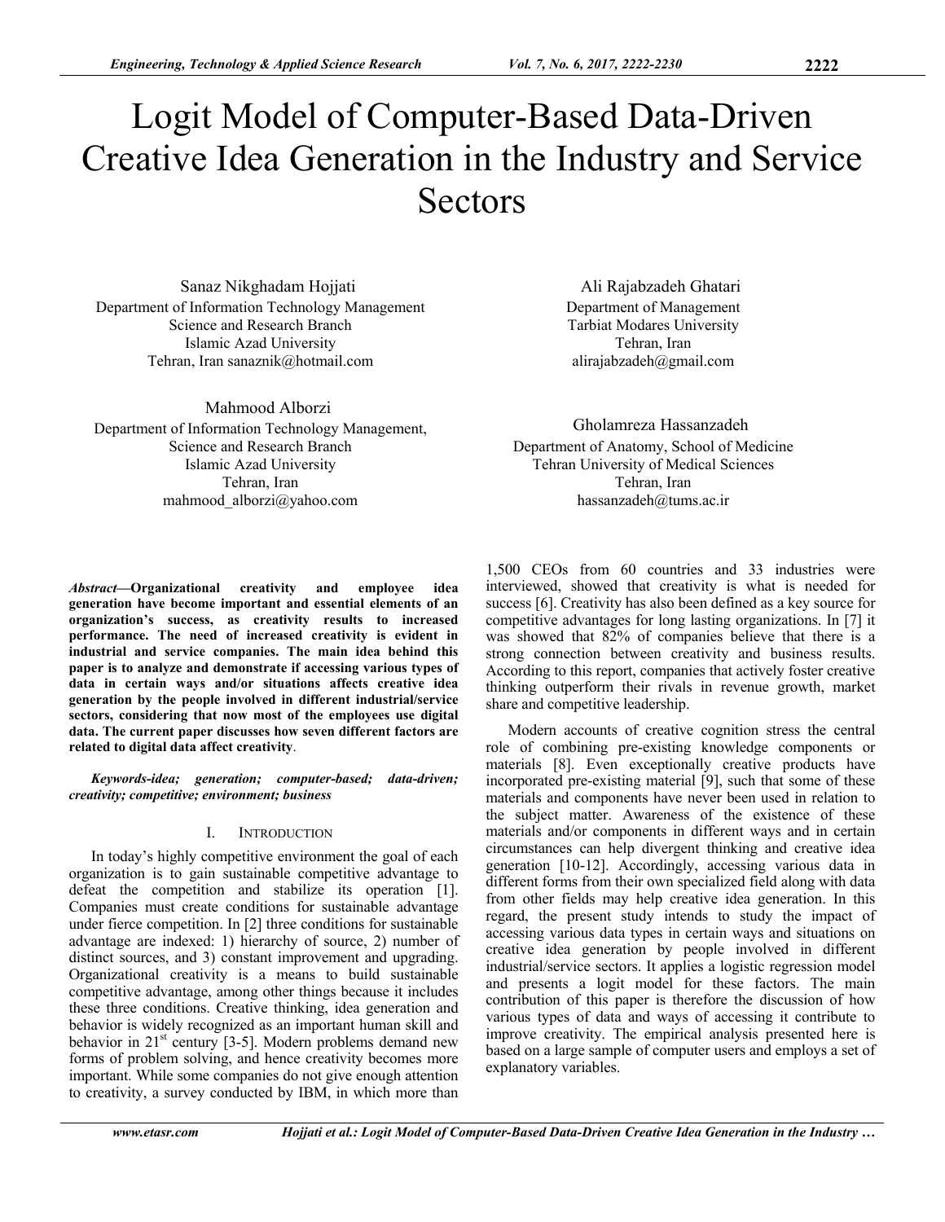# Logit Model of Computer-Based Data-Driven Creative Idea Generation in the Industry and Service Sectors

Sanaz Nikghadam Hojjati
Department of Information Technology Management
Science and Research Branch
Islamic Azad University
Tehran, Iran sanaznik@hotmail.com

Ali Rajabzadeh Ghatari
Department of Management
Tarbiat Modares University
Tehran, Iran
alirajabzadeh@gmail.com

Mahmood Alborzi
Department of Information Technology Management,
Science and Research Branch
Islamic Azad University
Tehran, Iran
mahmood_alborzi@yahoo.com

Gholamreza Hassanzadeh
Department of Anatomy, School of Medicine
Tehran University of Medical Sciences
Tehran, Iran
hassanzadeh@tums.ac.ir

***Abstract*—Organizational creativity and employee idea generation have become important and essential elements of an organization's success, as creativity results to increased performance. The need of increased creativity is evident in industrial and service companies. The main idea behind this paper is to analyze and demonstrate if accessing various types of data in certain ways and/or situations affects creative idea generation by the people involved in different industrial/service sectors, considering that now most of the employees use digital data. The current paper discusses how seven different factors are related to digital data affect creativity**.

***Keywords-idea; generation; computer-based; data-driven; creativity; competitive; environment; business***

## I. Introduction

In today's highly competitive environment the goal of each organization is to gain sustainable competitive advantage to defeat the competition and stabilize its operation [1]. Companies must create conditions for sustainable advantage under fierce competition. In [2] three conditions for sustainable advantage are indexed: 1) hierarchy of source, 2) number of distinct sources, and 3) constant improvement and upgrading. Organizational creativity is a means to build sustainable competitive advantage, among other things because it includes these three conditions. Creative thinking, idea generation and behavior is widely recognized as an important human skill and behavior in 21st century [3-5]. Modern problems demand new forms of problem solving, and hence creativity becomes more important. While some companies do not give enough attention to creativity, a survey conducted by IBM, in which more than 1,500 CEOs from 60 countries and 33 industries were interviewed, showed that creativity is what is needed for success [6]. Creativity has also been defined as a key source for competitive advantages for long lasting organizations. In [7] it was showed that 82% of companies believe that there is a strong connection between creativity and business results. According to this report, companies that actively foster creative thinking outperform their rivals in revenue growth, market share and competitive leadership.

Modern accounts of creative cognition stress the central role of combining pre-existing knowledge components or materials [8]. Even exceptionally creative products have incorporated pre-existing material [9], such that some of these materials and components have never been used in relation to the subject matter. Awareness of the existence of these materials and/or components in different ways and in certain circumstances can help divergent thinking and creative idea generation [10-12]. Accordingly, accessing various data in different forms from their own specialized field along with data from other fields may help creative idea generation. In this regard, the present study intends to study the impact of accessing various data types in certain ways and situations on creative idea generation by people involved in different industrial/service sectors. It applies a logistic regression model and presents a logit model for these factors. The main contribution of this paper is therefore the discussion of how various types of data and ways of accessing it contribute to improve creativity. The empirical analysis presented here is based on a large sample of computer users and employs a set of explanatory variables.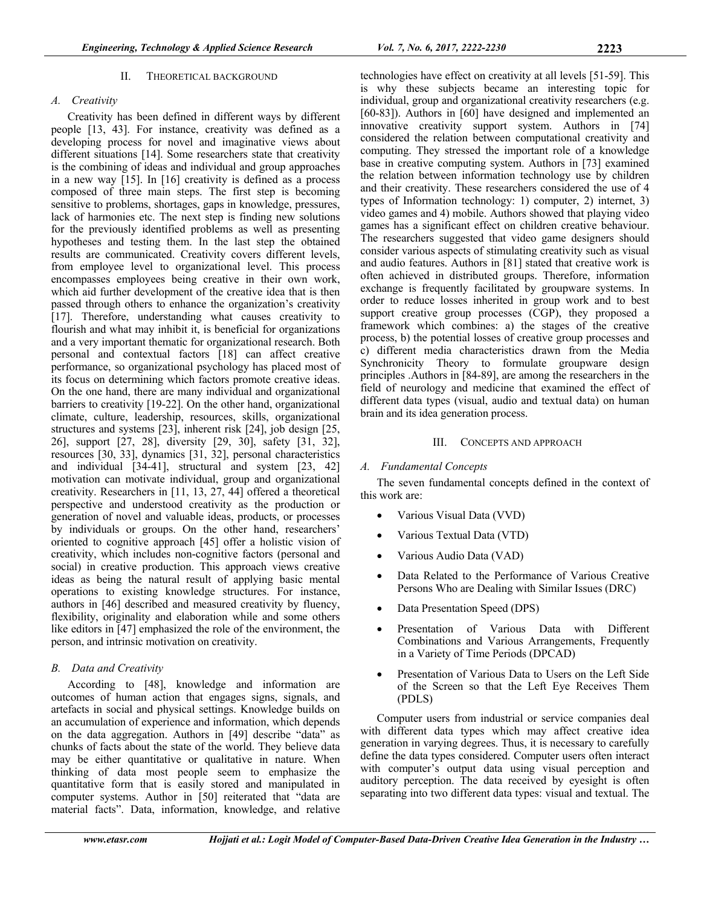## II. THEORETICAL BACKGROUND

### A. Creativity

Creativity has been defined in different ways by different people [13, 43]. For instance, creativity was defined as a developing process for novel and imaginative views about different situations [14]. Some researchers state that creativity is the combining of ideas and individual and group approaches in a new way [15]. In [16] creativity is defined as a process composed of three main steps. The first step is becoming sensitive to problems, shortages, gaps in knowledge, pressures, lack of harmonies etc. The next step is finding new solutions for the previously identified problems as well as presenting hypotheses and testing them. In the last step the obtained results are communicated. Creativity covers different levels, from employee level to organizational level. This process encompasses employees being creative in their own work, which aid further development of the creative idea that is then passed through others to enhance the organization's creativity [17]. Therefore, understanding what causes creativity to flourish and what may inhibit it, is beneficial for organizations and a very important thematic for organizational research. Both personal and contextual factors [18] can affect creative performance, so organizational psychology has placed most of its focus on determining which factors promote creative ideas. On the one hand, there are many individual and organizational barriers to creativity [19-22]. On the other hand, organizational climate, culture, leadership, resources, skills, organizational structures and systems [23], inherent risk [24], job design [25, 26], support [27, 28], diversity [29, 30], safety [31, 32], resources [30, 33], dynamics [31, 32], personal characteristics and individual [34-41], structural and system [23, 42] motivation can motivate individual, group and organizational creativity. Researchers in [11, 13, 27, 44] offered a theoretical perspective and understood creativity as the production or generation of novel and valuable ideas, products, or processes by individuals or groups. On the other hand, researchers' oriented to cognitive approach [45] offer a holistic vision of creativity, which includes non-cognitive factors (personal and social) in creative production. This approach views creative ideas as being the natural result of applying basic mental operations to existing knowledge structures. For instance, authors in [46] described and measured creativity by fluency, flexibility, originality and elaboration while and some others like editors in [47] emphasized the role of the environment, the person, and intrinsic motivation on creativity.

### B. Data and Creativity

According to [48], knowledge and information are outcomes of human action that engages signs, signals, and artefacts in social and physical settings. Knowledge builds on an accumulation of experience and information, which depends on the data aggregation. Authors in [49] describe "data" as chunks of facts about the state of the world. They believe data may be either quantitative or qualitative in nature. When thinking of data most people seem to emphasize the quantitative form that is easily stored and manipulated in computer systems. Author in [50] reiterated that "data are material facts". Data, information, knowledge, and relative technologies have effect on creativity at all levels [51-59]. This is why these subjects became an interesting topic for individual, group and organizational creativity researchers (e.g. [60-83]). Authors in [60] have designed and implemented an innovative creativity support system. Authors in [74] considered the relation between computational creativity and computing. They stressed the important role of a knowledge base in creative computing system. Authors in [73] examined the relation between information technology use by children and their creativity. These researchers considered the use of 4 types of Information technology: 1) computer, 2) internet, 3) video games and 4) mobile. Authors showed that playing video games has a significant effect on children creative behaviour. The researchers suggested that video game designers should consider various aspects of stimulating creativity such as visual and audio features. Authors in [81] stated that creative work is often achieved in distributed groups. Therefore, information exchange is frequently facilitated by groupware systems. In order to reduce losses inherited in group work and to best support creative group processes (CGP), they proposed a framework which combines: a) the stages of the creative process, b) the potential losses of creative group processes and c) different media characteristics drawn from the Media Synchronicity Theory to formulate groupware design principles .Authors in [84-89], are among the researchers in the field of neurology and medicine that examined the effect of different data types (visual, audio and textual data) on human brain and its idea generation process.

## III. CONCEPTS AND APPROACH

### A. Fundamental Concepts

The seven fundamental concepts defined in the context of this work are:

- Various Visual Data (VVD)
- Various Textual Data (VTD)
- Various Audio Data (VAD)
- Data Related to the Performance of Various Creative Persons Who are Dealing with Similar Issues (DRC)
- Data Presentation Speed (DPS)
- Presentation of Various Data with Different Combinations and Various Arrangements, Frequently in a Variety of Time Periods (DPCAD)
- Presentation of Various Data to Users on the Left Side of the Screen so that the Left Eye Receives Them (PDLS)

Computer users from industrial or service companies deal with different data types which may affect creative idea generation in varying degrees. Thus, it is necessary to carefully define the data types considered. Computer users often interact with computer's output data using visual perception and auditory perception. The data received by eyesight is often separating into two different data types: visual and textual. The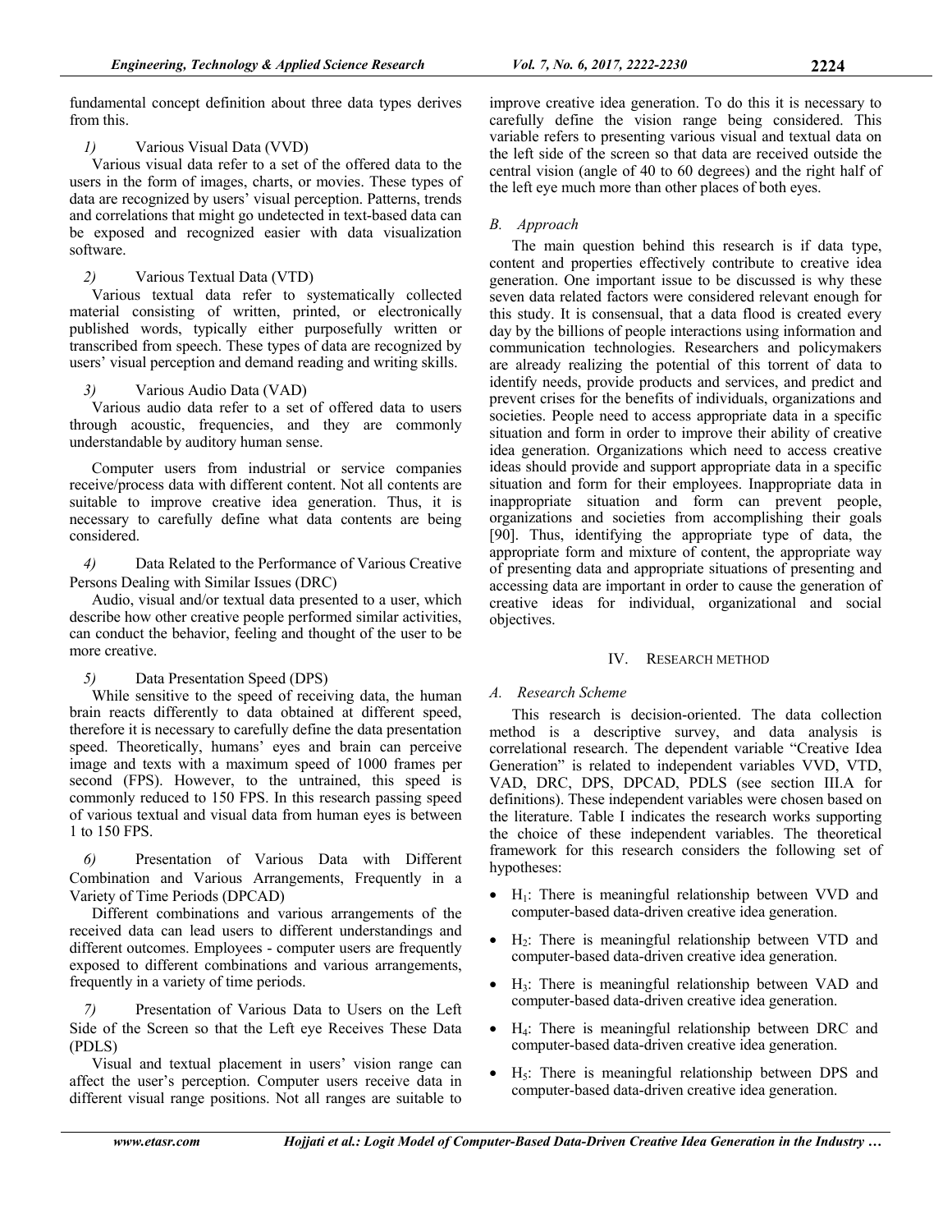fundamental concept definition about three data types derives from this.

*1)* Various Visual Data (VVD)

Various visual data refer to a set of the offered data to the users in the form of images, charts, or movies. These types of data are recognized by users' visual perception. Patterns, trends and correlations that might go undetected in text-based data can be exposed and recognized easier with data visualization software.

*2)* Various Textual Data (VTD)

Various textual data refer to systematically collected material consisting of written, printed, or electronically published words, typically either purposefully written or transcribed from speech. These types of data are recognized by users' visual perception and demand reading and writing skills.

*3)* Various Audio Data (VAD)

Various audio data refer to a set of offered data to users through acoustic, frequencies, and they are commonly understandable by auditory human sense.

Computer users from industrial or service companies receive/process data with different content. Not all contents are suitable to improve creative idea generation. Thus, it is necessary to carefully define what data contents are being considered.

*4)* Data Related to the Performance of Various Creative Persons Dealing with Similar Issues (DRC)

Audio, visual and/or textual data presented to a user, which describe how other creative people performed similar activities, can conduct the behavior, feeling and thought of the user to be more creative.

*5)* Data Presentation Speed (DPS)

While sensitive to the speed of receiving data, the human brain reacts differently to data obtained at different speed, therefore it is necessary to carefully define the data presentation speed. Theoretically, humans' eyes and brain can perceive image and texts with a maximum speed of 1000 frames per second (FPS). However, to the untrained, this speed is commonly reduced to 150 FPS. In this research passing speed of various textual and visual data from human eyes is between 1 to 150 FPS.

*6)* Presentation of Various Data with Different Combination and Various Arrangements, Frequently in a Variety of Time Periods (DPCAD)

Different combinations and various arrangements of the received data can lead users to different understandings and different outcomes. Employees - computer users are frequently exposed to different combinations and various arrangements, frequently in a variety of time periods.

*7)* Presentation of Various Data to Users on the Left Side of the Screen so that the Left eye Receives These Data (PDLS)

Visual and textual placement in users' vision range can affect the user's perception. Computer users receive data in different visual range positions. Not all ranges are suitable to improve creative idea generation. To do this it is necessary to carefully define the vision range being considered. This variable refers to presenting various visual and textual data on the left side of the screen so that data are received outside the central vision (angle of 40 to 60 degrees) and the right half of the left eye much more than other places of both eyes.

### *B. Approach*

The main question behind this research is if data type, content and properties effectively contribute to creative idea generation. One important issue to be discussed is why these seven data related factors were considered relevant enough for this study. It is consensual, that a data flood is created every day by the billions of people interactions using information and communication technologies. Researchers and policymakers are already realizing the potential of this torrent of data to identify needs, provide products and services, and predict and prevent crises for the benefits of individuals, organizations and societies. People need to access appropriate data in a specific situation and form in order to improve their ability of creative idea generation. Organizations which need to access creative ideas should provide and support appropriate data in a specific situation and form for their employees. Inappropriate data in inappropriate situation and form can prevent people, organizations and societies from accomplishing their goals [90]. Thus, identifying the appropriate type of data, the appropriate form and mixture of content, the appropriate way of presenting data and appropriate situations of presenting and accessing data are important in order to cause the generation of creative ideas for individual, organizational and social objectives.

## IV. Research Method

### *A. Research Scheme*

This research is decision-oriented. The data collection method is a descriptive survey, and data analysis is correlational research. The dependent variable "Creative Idea Generation" is related to independent variables VVD, VTD, VAD, DRC, DPS, DPCAD, PDLS (see section III.A for definitions). These independent variables were chosen based on the literature. Table I indicates the research works supporting the choice of these independent variables. The theoretical framework for this research considers the following set of hypotheses:

- $H_1$: There is meaningful relationship between VVD and computer-based data-driven creative idea generation.
- $H_2$: There is meaningful relationship between VTD and computer-based data-driven creative idea generation.
- $H_3$: There is meaningful relationship between VAD and computer-based data-driven creative idea generation.
- $H_4$: There is meaningful relationship between DRC and computer-based data-driven creative idea generation.
- $H_5$: There is meaningful relationship between DPS and computer-based data-driven creative idea generation.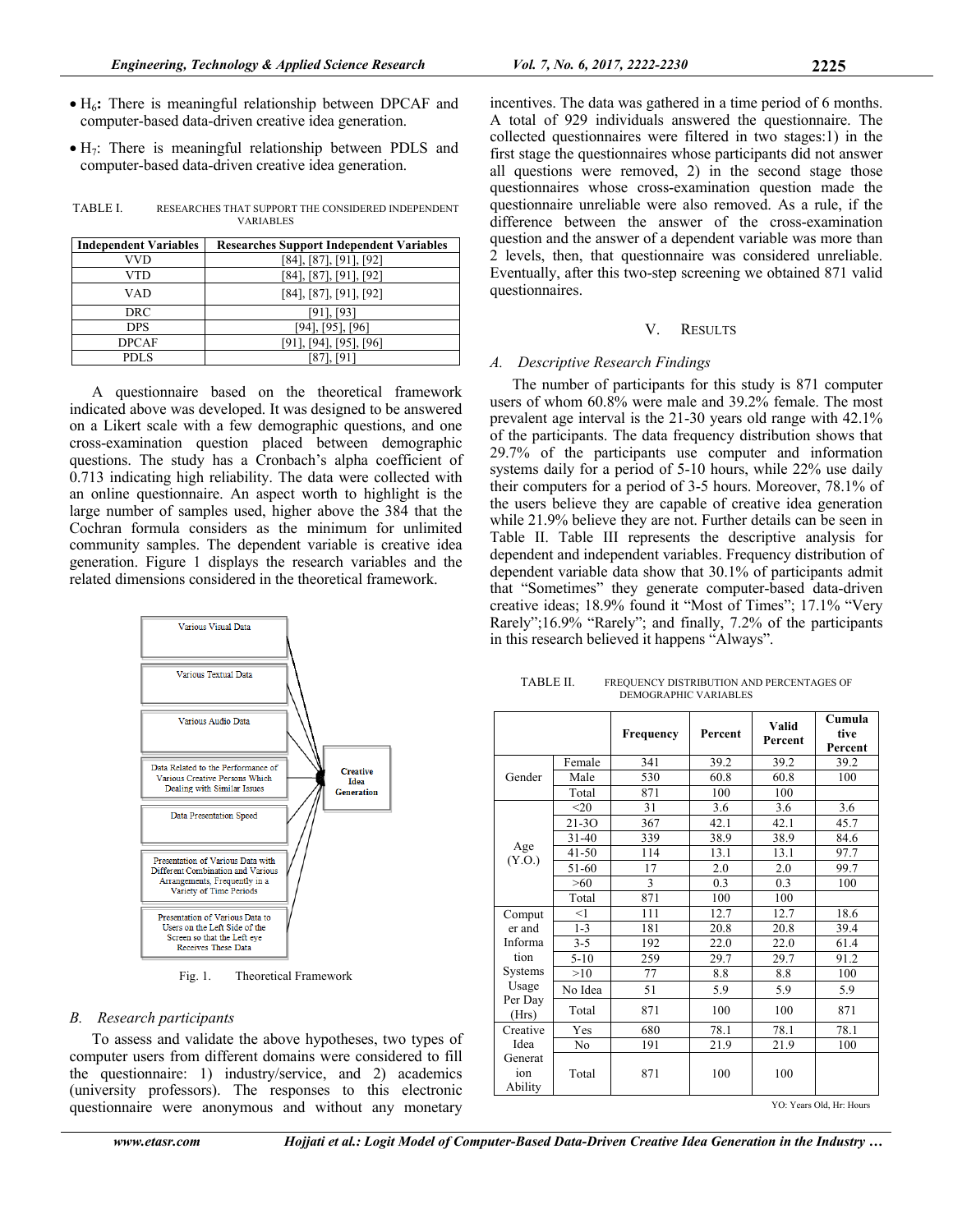- $H_6$**:** There is meaningful relationship between DPCAF and computer-based data-driven creative idea generation.
- $H_7$: There is meaningful relationship between PDLS and computer-based data-driven creative idea generation.

TABLE I. RESEARCHES THAT SUPPORT THE CONSIDERED INDEPENDENT VARIABLES

| Independent Variables | Researches Support Independent Variables |
|---|---|
| VVD | [84], [87], [91], [92] |
| VTD | [84], [87], [91], [92] |
| VAD | [84], [87], [91], [92] |
| DRC | [91], [93] |
| DPS | [94], [95], [96] |
| DPCAF | [91], [94], [95], [96] |
| PDLS | [87], [91] |

A questionnaire based on the theoretical framework indicated above was developed. It was designed to be answered on a Likert scale with a few demographic questions, and one cross-examination question placed between demographic questions. The study has a Cronbach's alpha coefficient of 0.713 indicating high reliability. The data were collected with an online questionnaire. An aspect worth to highlight is the large number of samples used, higher above the 384 that the Cochran formula considers as the minimum for unlimited community samples. The dependent variable is creative idea generation. Figure 1 displays the research variables and the related dimensions considered in the theoretical framework.

Various Visual Data

Various Textual Data

Various Audio Data

Data Related to the Performance of Various Creative Persons Which Dealing with Similar Issues

Data Presentation Speed

Presentation of Various Data with Different Combination and Various Arrangements, Frequently in a Variety of Time Periods

Presentation of Various Data to Users on the Left Side of the Screen so that the Left eye Receives These Data

Creative Idea Generation

Fig. 1. Theoretical Framework

### B. *Research participants*

To assess and validate the above hypotheses, two types of computer users from different domains were considered to fill the questionnaire: 1) industry/service, and 2) academics (university professors). The responses to this electronic questionnaire were anonymous and without any monetary incentives. The data was gathered in a time period of 6 months. A total of 929 individuals answered the questionnaire. The collected questionnaires were filtered in two stages:1) in the first stage the questionnaires whose participants did not answer all questions were removed, 2) in the second stage those questionnaires whose cross-examination question made the questionnaire unreliable were also removed. As a rule, if the difference between the answer of the cross-examination question and the answer of a dependent variable was more than 2 levels, then, that questionnaire was considered unreliable. Eventually, after this two-step screening we obtained 871 valid questionnaires.

## V. RESULTS

### A. *Descriptive Research Findings*

The number of participants for this study is 871 computer users of whom 60.8% were male and 39.2% female. The most prevalent age interval is the 21-30 years old range with 42.1% of the participants. The data frequency distribution shows that 29.7% of the participants use computer and information systems daily for a period of 5-10 hours, while 22% use daily their computers for a period of 3-5 hours. Moreover, 78.1% of the users believe they are capable of creative idea generation while 21.9% believe they are not. Further details can be seen in Table II. Table III represents the descriptive analysis for dependent and independent variables. Frequency distribution of dependent variable data show that 30.1% of participants admit that "Sometimes" they generate computer-based data-driven creative ideas; 18.9% found it "Most of Times"; 17.1% "Very Rarely";16.9% "Rarely"; and finally, 7.2% of the participants in this research believed it happens "Always".

TABLE II. FREQUENCY DISTRIBUTION AND PERCENTAGES OF DEMOGRAPHIC VARIABLES

| | | Frequency | Percent | Valid Percent | Cumulative Percent |
|---|---|---|---|---|---|
| Gender | Female | 341 | 39.2 | 39.2 | 39.2 |
| | Male | 530 | 60.8 | 60.8 | 100 |
| | Total | 871 | 100 | 100 | |
| Age (Y.O.) | <20 | 31 | 3.6 | 3.6 | 3.6 |
| | 21-3O | 367 | 42.1 | 42.1 | 45.7 |
| | 31-40 | 339 | 38.9 | 38.9 | 84.6 |
| | 41-50 | 114 | 13.1 | 13.1 | 97.7 |
| | 51-60 | 17 | 2.0 | 2.0 | 99.7 |
| | >60 | 3 | 0.3 | 0.3 | 100 |
| | Total | 871 | 100 | 100 | |
| Computer and Information Systems Usage Per Day (Hrs) | <1 | 111 | 12.7 | 12.7 | 18.6 |
| | 1-3 | 181 | 20.8 | 20.8 | 39.4 |
| | 3-5 | 192 | 22.0 | 22.0 | 61.4 |
| | 5-10 | 259 | 29.7 | 29.7 | 91.2 |
| | >10 | 77 | 8.8 | 8.8 | 100 |
| | No Idea | 51 | 5.9 | 5.9 | 5.9 |
| | Total | 871 | 100 | 100 | 871 |
| Creative Idea Generation Ability | Yes | 680 | 78.1 | 78.1 | 78.1 |
| | No | 191 | 21.9 | 21.9 | 100 |
| | Total | 871 | 100 | 100 | |

YO: Years Old, Hr: Hours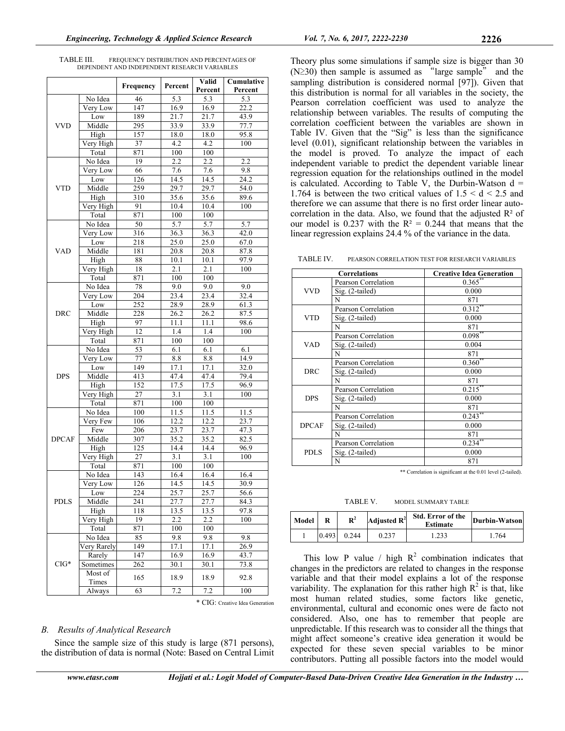TABLE III. FREQUENCY DISTRIBUTION AND PERCENTAGES OF DEPENDENT AND INDEPENDENT RESEARCH VARIABLES

| | | Frequency | Percent | Valid Percent | Cumulative Percent |
|---|---|---|---|---|---|
| VVD | No Idea | 46 | 5.3 | 5.3 | 5.3 |
| | Very Low | 147 | 16.9 | 16.9 | 22.2 |
| | Low | 189 | 21.7 | 21.7 | 43.9 |
| | Middle | 295 | 33.9 | 33.9 | 77.7 |
| | High | 157 | 18.0 | 18.0 | 95.8 |
| | Very High | 37 | 4.2 | 4.2 | 100 |
| | Total | 871 | 100 | 100 | |
| VTD | No Idea | 19 | 2.2 | 2.2 | 2.2 |
| | Very Low | 66 | 7.6 | 7.6 | 9.8 |
| | Low | 126 | 14.5 | 14.5 | 24.2 |
| | Middle | 259 | 29.7 | 29.7 | 54.0 |
| | High | 310 | 35.6 | 35.6 | 89.6 |
| | Very High | 91 | 10.4 | 10.4 | 100 |
| | Total | 871 | 100 | 100 | |
| VAD | No Idea | 50 | 5.7 | 5.7 | 5.7 |
| | Very Low | 316 | 36.3 | 36.3 | 42.0 |
| | Low | 218 | 25.0 | 25.0 | 67.0 |
| | Middle | 181 | 20.8 | 20.8 | 87.8 |
| | High | 88 | 10.1 | 10.1 | 97.9 |
| | Very High | 18 | 2.1 | 2.1 | 100 |
| | Total | 871 | 100 | 100 | |
| DRC | No Idea | 78 | 9.0 | 9.0 | 9.0 |
| | Very Low | 204 | 23.4 | 23.4 | 32.4 |
| | Low | 252 | 28.9 | 28.9 | 61.3 |
| | Middle | 228 | 26.2 | 26.2 | 87.5 |
| | High | 97 | 11.1 | 11.1 | 98.6 |
| | Very High | 12 | 1.4 | 1.4 | 100 |
| | Total | 871 | 100 | 100 | |
| DPS | No Idea | 53 | 6.1 | 6.1 | 6.1 |
| | Very Low | 77 | 8.8 | 8.8 | 14.9 |
| | Low | 149 | 17.1 | 17.1 | 32.0 |
| | Middle | 413 | 47.4 | 47.4 | 79.4 |
| | High | 152 | 17.5 | 17.5 | 96.9 |
| | Very High | 27 | 3.1 | 3.1 | 100 |
| | Total | 871 | 100 | 100 | |
| DPCAF | No Idea | 100 | 11.5 | 11.5 | 11.5 |
| | Very Few | 106 | 12.2 | 12.2 | 23.7 |
| | Few | 206 | 23.7 | 23.7 | 47.3 |
| | Middle | 307 | 35.2 | 35.2 | 82.5 |
| | High | 125 | 14.4 | 14.4 | 96.9 |
| | Very High | 27 | 3.1 | 3.1 | 100 |
| | Total | 871 | 100 | 100 | |
| PDLS | No Idea | 143 | 16.4 | 16.4 | 16.4 |
| | Very Low | 126 | 14.5 | 14.5 | 30.9 |
| | Low | 224 | 25.7 | 25.7 | 56.6 |
| | Middle | 241 | 27.7 | 27.7 | 84.3 |
| | High | 118 | 13.5 | 13.5 | 97.8 |
| | Very High | 19 | 2.2 | 2.2 | 100 |
| | Total | 871 | 100 | 100 | |
| CIG* | No Idea | 85 | 9.8 | 9.8 | 9.8 |
| | Very Rarely | 149 | 17.1 | 17.1 | 26.9 |
| | Rarely | 147 | 16.9 | 16.9 | 43.7 |
| | Sometimes | 262 | 30.1 | 30.1 | 73.8 |
| | Most of Times | 165 | 18.9 | 18.9 | 92.8 |
| | Always | 63 | 7.2 | 7.2 | 100 |

\* CIG: Creative Idea Generation

### *B. Results of Analytical Research*

Since the sample size of this study is large (871 persons), the distribution of data is normal (Note: Based on Central Limit Theory plus some simulations if sample size is bigger than 30 ($N \geq 30$) then sample is assumed as "large sample" and the sampling distribution is considered normal [97]). Given that this distribution is normal for all variables in the society, the Pearson correlation coefficient was used to analyze the relationship between variables. The results of computing the correlation coefficient between the variables are shown in Table IV. Given that the "Sig" is less than the significance level (0.01), significant relationship between the variables in the model is proved. To analyze the impact of each independent variable to predict the dependent variable linear regression equation for the relationships outlined in the model is calculated. According to Table V, the Durbin-Watson $d = 1.764$ is between the two critical values of $1.5 < d < 2.5$ and therefore we can assume that there is no first order linear auto-correlation in the data. Also, we found that the adjusted $R^2$ of our model is 0.237 with the $R^2 = 0.244$ that means that the linear regression explains 24.4 % of the variance in the data.

TABLE IV. PEARSON CORRELATION TEST FOR RESEARCH VARIABLES

| Correlations | | Creative Idea Generation |
|---|---|---|
| VVD | Pearson Correlation | 0.365** |
| | Sig. (2-tailed) | 0.000 |
| | N | 871 |
| VTD | Pearson Correlation | 0.312** |
| | Sig. (2-tailed) | 0.000 |
| | N | 871 |
| VAD | Pearson Correlation | 0.098** |
| | Sig. (2-tailed) | 0.004 |
| | N | 871 |
| DRC | Pearson Correlation | 0.360** |
| | Sig. (2-tailed) | 0.000 |
| | N | 871 |
| DPS | Pearson Correlation | 0.215** |
| | Sig. (2-tailed) | 0.000 |
| | N | 871 |
| DPCAF | Pearson Correlation | 0.243** |
| | Sig. (2-tailed) | 0.000 |
| | N | 871 |
| PDLS | Pearson Correlation | 0.234** |
| | Sig. (2-tailed) | 0.000 |
| | N | 871 |

** Correlation is significant at the 0.01 level (2-tailed).

TABLE V. MODEL SUMMARY TABLE

| Model | R | $R^2$ | Adjusted $R^2$ | Std. Error of the Estimate | Durbin-Watson |
|---|---|---|---|---|---|
| 1 | 0.493 | 0.244 | 0.237 | 1.233 | 1.764 |

This low P value / high $R^2$ combination indicates that changes in the predictors are related to changes in the response variable and that their model explains a lot of the response variability. The explanation for this rather high $R^2$ is that, like most human related studies, some factors like genetic, environmental, cultural and economic ones were de facto not considered. Also, one has to remember that people are unpredictable. If this research was to consider all the things that might affect someone's creative idea generation it would be expected for these seven special variables to be minor contributors. Putting all possible factors into the model would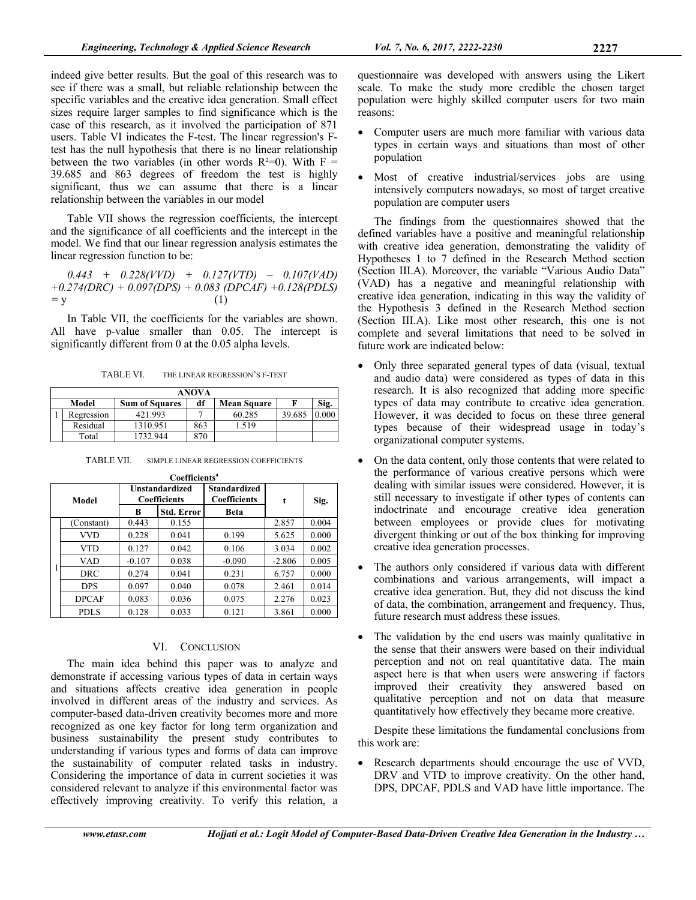indeed give better results. But the goal of this research was to see if there was a small, but reliable relationship between the specific variables and the creative idea generation. Small effect sizes require larger samples to find significance which is the case of this research, as it involved the participation of 871 users. Table VI indicates the F-test. The linear regression's F-test has the null hypothesis that there is no linear relationship between the two variables (in other words $R^2=0$). With $F = 39.685$ and 863 degrees of freedom the test is highly significant, thus we can assume that there is a linear relationship between the variables in our model

Table VII shows the regression coefficients, the intercept and the significance of all coefficients and the intercept in the model. We find that our linear regression analysis estimates the linear regression function to be:

$$0.443 + 0.228(VVD) + 0.127(VTD) - 0.107(VAD) + 0.274(DRC) + 0.097(DPS) + 0.083(DPCAF) + 0.128(PDLS) = y \quad (1)$$

In Table VII, the coefficients for the variables are shown. All have p-value smaller than 0.05. The intercept is significantly different from 0 at the 0.05 alpha levels.

TABLE VI. THE LINEAR REGRESSION'S F-TEST

| ANOVA | | | | | | |
|---|---|---|---|---|---|---|
| | Model | Sum of Squares | df | Mean Square | F | Sig. |
| 1 | Regression | 421.993 | 7 | 60.285 | 39.685 | 0.000 |
| | Residual | 1310.951 | 863 | 1.519 | | |
| | Total | 1732.944 | 870 | | | |

TABLE VII. SIMPLE LINEAR REGRESSION COEFFICIENTS

| Coefficients[a] | | | | | | |
|---|---|---|---|---|---|---|
| Model | | Unstandardized Coefficients | | Standardized Coefficients | t | Sig. |
| | | B | Std. Error | Beta | | |
| 1 | (Constant) | 0.443 | 0.155 | | 2.857 | 0.004 |
| | VVD | 0.228 | 0.041 | 0.199 | 5.625 | 0.000 |
| | VTD | 0.127 | 0.042 | 0.106 | 3.034 | 0.002 |
| | VAD | -0.107 | 0.038 | -0.090 | -2.806 | 0.005 |
| | DRC | 0.274 | 0.041 | 0.231 | 6.757 | 0.000 |
| | DPS | 0.097 | 0.040 | 0.078 | 2.461 | 0.014 |
| | DPCAF | 0.083 | 0.036 | 0.075 | 2.276 | 0.023 |
| | PDLS | 0.128 | 0.033 | 0.121 | 3.861 | 0.000 |

## VI. CONCLUSION

The main idea behind this paper was to analyze and demonstrate if accessing various types of data in certain ways and situations affects creative idea generation in people involved in different areas of the industry and services. As computer-based data-driven creativity becomes more and more recognized as one key factor for long term organization and business sustainability the present study contributes to understanding if various types and forms of data can improve the sustainability of computer related tasks in industry. Considering the importance of data in current societies it was considered relevant to analyze if this environmental factor was effectively improving creativity. To verify this relation, a questionnaire was developed with answers using the Likert scale. To make the study more credible the chosen target population were highly skilled computer users for two main reasons:

- Computer users are much more familiar with various data types in certain ways and situations than most of other population
- Most of creative industrial/services jobs are using intensively computers nowadays, so most of target creative population are computer users

The findings from the questionnaires showed that the defined variables have a positive and meaningful relationship with creative idea generation, demonstrating the validity of Hypotheses 1 to 7 defined in the Research Method section (Section III.A). Moreover, the variable "Various Audio Data" (VAD) has a negative and meaningful relationship with creative idea generation, indicating in this way the validity of the Hypothesis 3 defined in the Research Method section (Section III.A). Like most other research, this one is not complete and several limitations that need to be solved in future work are indicated below:

- Only three separated general types of data (visual, textual and audio data) were considered as types of data in this research. It is also recognized that adding more specific types of data may contribute to creative idea generation. However, it was decided to focus on these three general types because of their widespread usage in today's organizational computer systems.
- On the data content, only those contents that were related to the performance of various creative persons which were dealing with similar issues were considered. However, it is still necessary to investigate if other types of contents can indoctrinate and encourage creative idea generation between employees or provide clues for motivating divergent thinking or out of the box thinking for improving creative idea generation processes.
- The authors only considered if various data with different combinations and various arrangements, will impact a creative idea generation. But, they did not discuss the kind of data, the combination, arrangement and frequency. Thus, future research must address these issues.
- The validation by the end users was mainly qualitative in the sense that their answers were based on their individual perception and not on real quantitative data. The main aspect here is that when users were answering if factors improved their creativity they answered based on qualitative perception and not on data that measure quantitatively how effectively they became more creative.

Despite these limitations the fundamental conclusions from this work are:

- Research departments should encourage the use of VVD, DRV and VTD to improve creativity. On the other hand, DPS, DPCAF, PDLS and VAD have little importance. The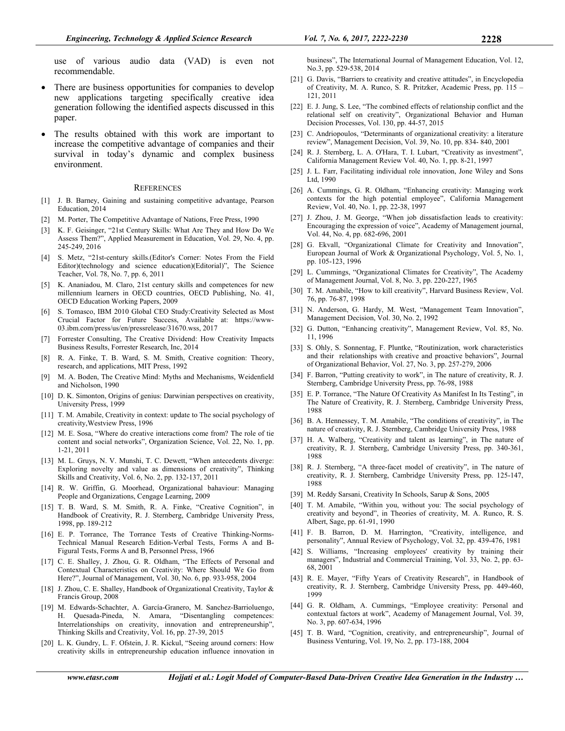use of various audio data (VAD) is even not recommendable.

- There are business opportunities for companies to develop new applications targeting specifically creative idea generation following the identified aspects discussed in this paper.
- The results obtained with this work are important to increase the competitive advantage of companies and their survival in today's dynamic and complex business environment.

## REFERENCES

[1] J. B. Barney, Gaining and sustaining competitive advantage, Pearson Education, 2014

[2] M. Porter, The Competitive Advantage of Nations, Free Press, 1990

[3] K. F. Geisinger, "21st Century Skills: What Are They and How Do We Assess Them?", Applied Measurement in Education, Vol. 29, No. 4, pp. 245-249, 2016

[4] S. Metz, "21st-century skills.(Editor's Corner: Notes From the Field Editor)(technology and science education)(Editorial)", The Science Teacher, Vol. 78, No. 7, pp. 6, 2011

[5] K. Ananiadou, M. Claro, 21st century skills and competences for new millennium learners in OECD countries, OECD Publishing, No. 41, OECD Education Working Papers, 2009

[6] S. Tomasco, IBM 2010 Global CEO Study:Creativity Selected as Most Crucial Factor for Future Success, Available at: https://www-03.ibm.com/press/us/en/pressrelease/31670.wss, 2017

[7] Forrester Consulting, The Creative Dividend: How Creativity Impacts Business Results, Forrester Research, Inc, 2014

[8] R. A. Finke, T. B. Ward, S. M. Smith, Creative cognition: Theory, research, and applications, MIT Press, 1992

[9] M. A. Boden, The Creative Mind: Myths and Mechanisms, Weidenfield and Nicholson, 1990

[10] D. K. Simonton, Origins of genius: Darwinian perspectives on creativity, University Press, 1999

[11] T. M. Amabile, Creativity in context: update to The social psychology of creativity,Westview Press, 1996

[12] M. E. Sosa, "Where do creative interactions come from? The role of tie content and social networks", Organization Science, Vol. 22, No. 1, pp. 1-21, 2011

[13] M. L. Gruys, N. V. Munshi, T. C. Dewett, "When antecedents diverge: Exploring novelty and value as dimensions of creativity", Thinking Skills and Creativity, Vol. 6, No. 2, pp. 132-137, 2011

[14] R. W. Griffin, G. Moorhead, Organizational bahaviour: Managing People and Organizations, Cengage Learning, 2009

[15] T. B. Ward, S. M. Smith, R. A. Finke, "Creative Cognition", in Handbook of Creativity, R. J. Sternberg, Cambridge University Press, 1998, pp. 189-212

[16] E. P. Torrance, The Torrance Tests of Creative Thinking-Norms-Technical Manual Research Edition-Verbal Tests, Forms A and B-Figural Tests, Forms A and B, Personnel Press, 1966

[17] C. E. Shalley, J. Zhou, G. R. Oldham, "The Effects of Personal and Contextual Characteristics on Creativity: Where Should We Go from Here?", Journal of Management, Vol. 30, No. 6, pp. 933-958, 2004

[18] J. Zhou, C. E. Shalley, Handbook of Organizational Creativity, Taylor & Francis Group, 2008

[19] M. Edwards-Schachter, A. García-Granero, M. Sanchez-Barrioluengo, H. Quesada-Pineda, N. Amara, "Disentangling competences: Interrelationships on creativity, innovation and entrepreneurship", Thinking Skills and Creativity, Vol. 16, pp. 27-39, 2015

[20] L. K. Gundry, L. F. Ofstein, J. R. Kickul, "Seeing around corners: How creativity skills in entrepreneurship education influence innovation in business", The International Journal of Management Education, Vol. 12, No.3, pp. 529-538, 2014

[21] G. Davis, "Barriers to creativity and creative attitudes", in Encyclopedia of Creativity, M. A. Runco, S. R. Pritzker, Academic Press, pp. 115 – 121, 2011

[22] E. J. Jung, S. Lee, "The combined effects of relationship conflict and the relational self on creativity", Organizational Behavior and Human Decision Processes, Vol. 130, pp. 44-57, 2015

[23] C. Andriopoulos, "Determinants of organizational creativity: a literature review", Management Decision, Vol. 39, No. 10, pp. 834- 840, 2001

[24] R. J. Sternberg, L. A. O'Hara, T. I. Lubart, "Creativity as investment", California Management Review Vol. 40, No. 1, pp. 8-21, 1997

[25] J. L. Farr, Facilitating individual role innovation, Jone Wiley and Sons Ltd, 1990

[26] A. Cummings, G. R. Oldham, "Enhancing creativity: Managing work contexts for the high potential employee", California Management Review, Vol. 40, No. 1, pp. 22-38, 1997

[27] J. Zhou, J. M. George, "When job dissatisfaction leads to creativity: Encouraging the expression of voice", Academy of Management journal, Vol. 44, No. 4, pp. 682-696, 2001

[28] G. Ekvall, "Organizational Climate for Creativity and Innovation", European Journal of Work & Organizational Psychology, Vol. 5, No. 1, pp. 105-123, 1996

[29] L. Cummings, "Organizational Climates for Creativity", The Academy of Management Journal, Vol. 8, No. 3, pp. 220-227, 1965

[30] T. M. Amabile, "How to kill creativity", Harvard Business Review, Vol. 76, pp. 76-87, 1998

[31] N. Anderson, G. Hardy, M. West, "Management Team Innovation", Management Decision, Vol. 30, No. 2, 1992

[32] G. Dutton, "Enhancing creativity", Management Review, Vol. 85, No. 11, 1996

[33] S. Ohly, S. Sonnentag, F. Pluntke, "Routinization, work characteristics and their relationships with creative and proactive behaviors", Journal of Organizational Behavior, Vol. 27, No. 3, pp. 257-279, 2006

[34] F. Barron, "Putting creativity to work", in The nature of creativity, R. J. Sternberg, Cambridge University Press, pp. 76-98, 1988

[35] E. P. Torrance, "The Nature Of Creativity As Manifest In Its Testing", in The Nature of Creativity, R. J. Sternberg, Cambridge University Press, 1988

[36] B. A. Hennessey, T. M. Amabile, "The conditions of creativity", in The nature of creativity, R. J. Sternberg, Cambridge University Press, 1988

[37] H. A. Walberg, "Creativity and talent as learning", in The nature of creativity, R. J. Sternberg, Cambridge University Press, pp. 340-361, 1988

[38] R. J. Sternberg, "A three-facet model of creativity", in The nature of creativity, R. J. Sternberg, Cambridge University Press, pp. 125-147, 1988

[39] M. Reddy Sarsani, Creativity In Schools, Sarup & Sons, 2005

[40] T. M. Amabile, "Within you, without you: The social psychology of creativity and beyond", in Theories of creativity, M. A. Runco, R. S. Albert, Sage, pp. 61-91, 1990

[41] F. B. Barron, D. M. Harrington, "Creativity, intelligence, and personality", Annual Review of Psychology, Vol. 32, pp. 439-476, 1981

[42] S. Williams, "Increasing employees' creativity by training their managers", Industrial and Commercial Training, Vol. 33, No. 2, pp. 63-68, 2001

[43] R. E. Mayer, "Fifty Years of Creativity Research", in Handbook of creativity, R. J. Sternberg, Cambridge University Press, pp. 449-460, 1999

[44] G. R. Oldham, A. Cummings, "Employee creativity: Personal and contextual factors at work", Academy of Management Journal, Vol. 39, No. 3, pp. 607-634, 1996

[45] T. B. Ward, "Cognition, creativity, and entrepreneurship", Journal of Business Venturing, Vol. 19, No. 2, pp. 173-188, 2004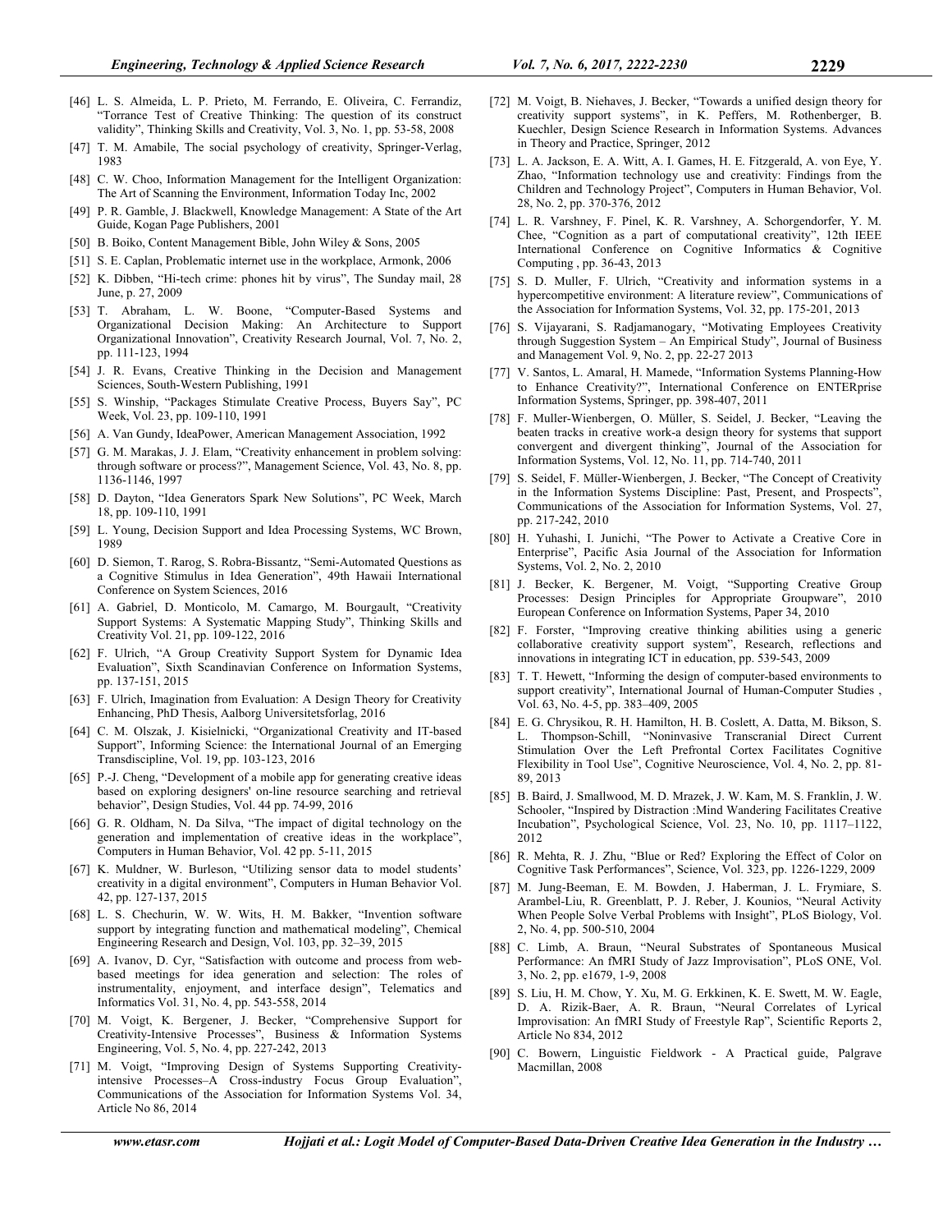[46] L. S. Almeida, L. P. Prieto, M. Ferrando, E. Oliveira, C. Ferrandiz, "Torrance Test of Creative Thinking: The question of its construct validity", Thinking Skills and Creativity, Vol. 3, No. 1, pp. 53-58, 2008

[47] T. M. Amabile, The social psychology of creativity, Springer-Verlag, 1983

[48] C. W. Choo, Information Management for the Intelligent Organization: The Art of Scanning the Environment, Information Today Inc, 2002

[49] P. R. Gamble, J. Blackwell, Knowledge Management: A State of the Art Guide, Kogan Page Publishers, 2001

[50] B. Boiko, Content Management Bible, John Wiley & Sons, 2005

[51] S. E. Caplan, Problematic internet use in the workplace, Armonk, 2006

[52] K. Dibben, "Hi-tech crime: phones hit by virus", The Sunday mail, 28 June, p. 27, 2009

[53] T. Abraham, L. W. Boone, "Computer-Based Systems and Organizational Decision Making: An Architecture to Support Organizational Innovation", Creativity Research Journal, Vol. 7, No. 2, pp. 111-123, 1994

[54] J. R. Evans, Creative Thinking in the Decision and Management Sciences, South-Western Publishing, 1991

[55] S. Winship, "Packages Stimulate Creative Process, Buyers Say", PC Week, Vol. 23, pp. 109-110, 1991

[56] A. Van Gundy, IdeaPower, American Management Association, 1992

[57] G. M. Marakas, J. J. Elam, "Creativity enhancement in problem solving: through software or process?", Management Science, Vol. 43, No. 8, pp. 1136-1146, 1997

[58] D. Dayton, "Idea Generators Spark New Solutions", PC Week, March 18, pp. 109-110, 1991

[59] L. Young, Decision Support and Idea Processing Systems, WC Brown, 1989

[60] D. Siemon, T. Rarog, S. Robra-Bissantz, "Semi-Automated Questions as a Cognitive Stimulus in Idea Generation", 49th Hawaii International Conference on System Sciences, 2016

[61] A. Gabriel, D. Monticolo, M. Camargo, M. Bourgault, "Creativity Support Systems: A Systematic Mapping Study", Thinking Skills and Creativity Vol. 21, pp. 109-122, 2016

[62] F. Ulrich, "A Group Creativity Support System for Dynamic Idea Evaluation", Sixth Scandinavian Conference on Information Systems, pp. 137-151, 2015

[63] F. Ulrich, Imagination from Evaluation: A Design Theory for Creativity Enhancing, PhD Thesis, Aalborg Universitetsforlag, 2016

[64] C. M. Olszak, J. Kisielnicki, "Organizational Creativity and IT-based Support", Informing Science: the International Journal of an Emerging Transdiscipline, Vol. 19, pp. 103-123, 2016

[65] P.-J. Cheng, "Development of a mobile app for generating creative ideas based on exploring designers' on-line resource searching and retrieval behavior", Design Studies, Vol. 44 pp. 74-99, 2016

[66] G. R. Oldham, N. Da Silva, "The impact of digital technology on the generation and implementation of creative ideas in the workplace", Computers in Human Behavior, Vol. 42 pp. 5-11, 2015

[67] K. Muldner, W. Burleson, "Utilizing sensor data to model students' creativity in a digital environment", Computers in Human Behavior Vol. 42, pp. 127-137, 2015

[68] L. S. Chechurin, W. W. Wits, H. M. Bakker, "Invention software support by integrating function and mathematical modeling", Chemical Engineering Research and Design, Vol. 103, pp. 32–39, 2015

[69] A. Ivanov, D. Cyr, "Satisfaction with outcome and process from web-based meetings for idea generation and selection: The roles of instrumentality, enjoyment, and interface design", Telematics and Informatics Vol. 31, No. 4, pp. 543-558, 2014

[70] M. Voigt, K. Bergener, J. Becker, "Comprehensive Support for Creativity-Intensive Processes", Business & Information Systems Engineering, Vol. 5, No. 4, pp. 227-242, 2013

[71] M. Voigt, "Improving Design of Systems Supporting Creativity-intensive Processes–A Cross-industry Focus Group Evaluation", Communications of the Association for Information Systems Vol. 34, Article No 86, 2014

[72] M. Voigt, B. Niehaves, J. Becker, "Towards a unified design theory for creativity support systems", in K. Peffers, M. Rothenberger, B. Kuechler, Design Science Research in Information Systems. Advances in Theory and Practice, Springer, 2012

[73] L. A. Jackson, E. A. Witt, A. I. Games, H. E. Fitzgerald, A. von Eye, Y. Zhao, "Information technology use and creativity: Findings from the Children and Technology Project", Computers in Human Behavior, Vol. 28, No. 2, pp. 370-376, 2012

[74] L. R. Varshney, F. Pinel, K. R. Varshney, A. Schorgendorfer, Y. M. Chee, "Cognition as a part of computational creativity", 12th IEEE International Conference on Cognitive Informatics & Cognitive Computing , pp. 36-43, 2013

[75] S. D. Muller, F. Ulrich, "Creativity and information systems in a hypercompetitive environment: A literature review", Communications of the Association for Information Systems, Vol. 32, pp. 175-201, 2013

[76] S. Vijayarani, S. Radjamanogary, "Motivating Employees Creativity through Suggestion System – An Empirical Study", Journal of Business and Management Vol. 9, No. 2, pp. 22-27 2013

[77] V. Santos, L. Amaral, H. Mamede, "Information Systems Planning-How to Enhance Creativity?", International Conference on ENTERprise Information Systems, Springer, pp. 398-407, 2011

[78] F. Muller-Wienbergen, O. Müller, S. Seidel, J. Becker, "Leaving the beaten tracks in creative work-a design theory for systems that support convergent and divergent thinking", Journal of the Association for Information Systems, Vol. 12, No. 11, pp. 714-740, 2011

[79] S. Seidel, F. Müller-Wienbergen, J. Becker, "The Concept of Creativity in the Information Systems Discipline: Past, Present, and Prospects", Communications of the Association for Information Systems, Vol. 27, pp. 217-242, 2010

[80] H. Yuhashi, I. Junichi, "The Power to Activate a Creative Core in Enterprise", Pacific Asia Journal of the Association for Information Systems, Vol. 2, No. 2, 2010

[81] J. Becker, K. Bergener, M. Voigt, "Supporting Creative Group Processes: Design Principles for Appropriate Groupware", 2010 European Conference on Information Systems, Paper 34, 2010

[82] F. Forster, "Improving creative thinking abilities using a generic collaborative creativity support system", Research, reflections and innovations in integrating ICT in education, pp. 539-543, 2009

[83] T. T. Hewett, "Informing the design of computer-based environments to support creativity", International Journal of Human-Computer Studies , Vol. 63, No. 4-5, pp. 383–409, 2005

[84] E. G. Chrysikou, R. H. Hamilton, H. B. Coslett, A. Datta, M. Bikson, S. L. Thompson-Schill, "Noninvasive Transcranial Direct Current Stimulation Over the Left Prefrontal Cortex Facilitates Cognitive Flexibility in Tool Use", Cognitive Neuroscience, Vol. 4, No. 2, pp. 81-89, 2013

[85] B. Baird, J. Smallwood, M. D. Mrazek, J. W. Kam, M. S. Franklin, J. W. Schooler, "Inspired by Distraction :Mind Wandering Facilitates Creative Incubation", Psychological Science, Vol. 23, No. 10, pp. 1117–1122, 2012

[86] R. Mehta, R. J. Zhu, "Blue or Red? Exploring the Effect of Color on Cognitive Task Performances", Science, Vol. 323, pp. 1226-1229, 2009

[87] M. Jung-Beeman, E. M. Bowden, J. Haberman, J. L. Frymiare, S. Arambel-Liu, R. Greenblatt, P. J. Reber, J. Kounios, "Neural Activity When People Solve Verbal Problems with Insight", PLoS Biology, Vol. 2, No. 4, pp. 500-510, 2004

[88] C. Limb, A. Braun, "Neural Substrates of Spontaneous Musical Performance: An fMRI Study of Jazz Improvisation", PLoS ONE, Vol. 3, No. 2, pp. e1679, 1-9, 2008

[89] S. Liu, H. M. Chow, Y. Xu, M. G. Erkkinen, K. E. Swett, M. W. Eagle, D. A. Rizik-Baer, A. R. Braun, "Neural Correlates of Lyrical Improvisation: An fMRI Study of Freestyle Rap", Scientific Reports 2, Article No 834, 2012

[90] C. Bowern, Linguistic Fieldwork - A Practical guide, Palgrave Macmillan, 2008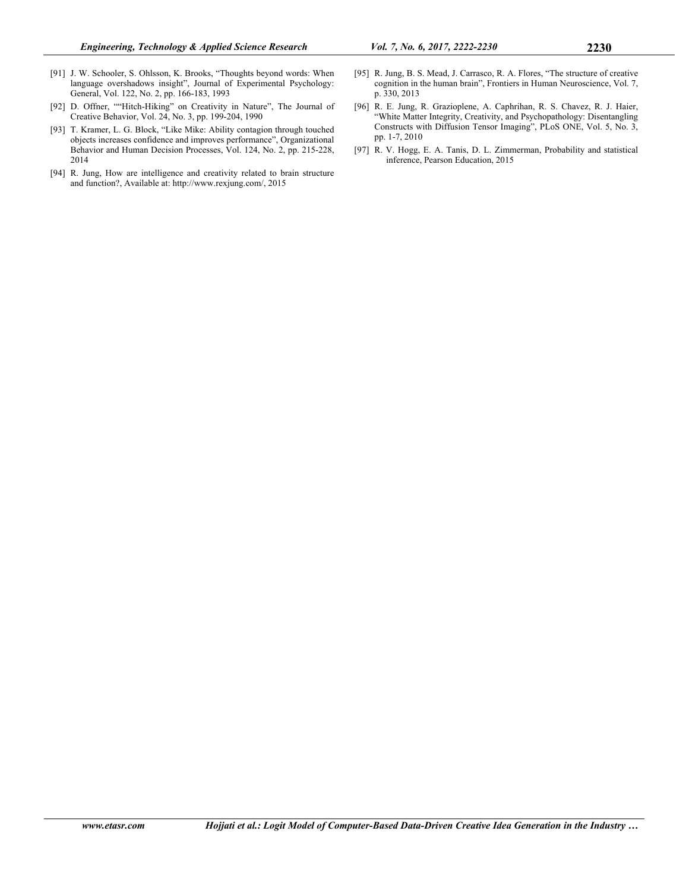[91] J. W. Schooler, S. Ohlsson, K. Brooks, "Thoughts beyond words: When language overshadows insight", Journal of Experimental Psychology: General, Vol. 122, No. 2, pp. 166-183, 1993

[92] D. Offner, ""Hitch-Hiking" on Creativity in Nature", The Journal of Creative Behavior, Vol. 24, No. 3, pp. 199-204, 1990

[93] T. Kramer, L. G. Block, "Like Mike: Ability contagion through touched objects increases confidence and improves performance", Organizational Behavior and Human Decision Processes, Vol. 124, No. 2, pp. 215-228, 2014

[94] R. Jung, How are intelligence and creativity related to brain structure and function?, Available at: http://www.rexjung.com/, 2015

[95] R. Jung, B. S. Mead, J. Carrasco, R. A. Flores, "The structure of creative cognition in the human brain", Frontiers in Human Neuroscience, Vol. 7, p. 330, 2013

[96] R. E. Jung, R. Grazioplene, A. Caphrihan, R. S. Chavez, R. J. Haier, "White Matter Integrity, Creativity, and Psychopathology: Disentangling Constructs with Diffusion Tensor Imaging", PLoS ONE, Vol. 5, No. 3, pp. 1-7, 2010

[97] R. V. Hogg, E. A. Tanis, D. L. Zimmerman, Probability and statistical inference, Pearson Education, 2015